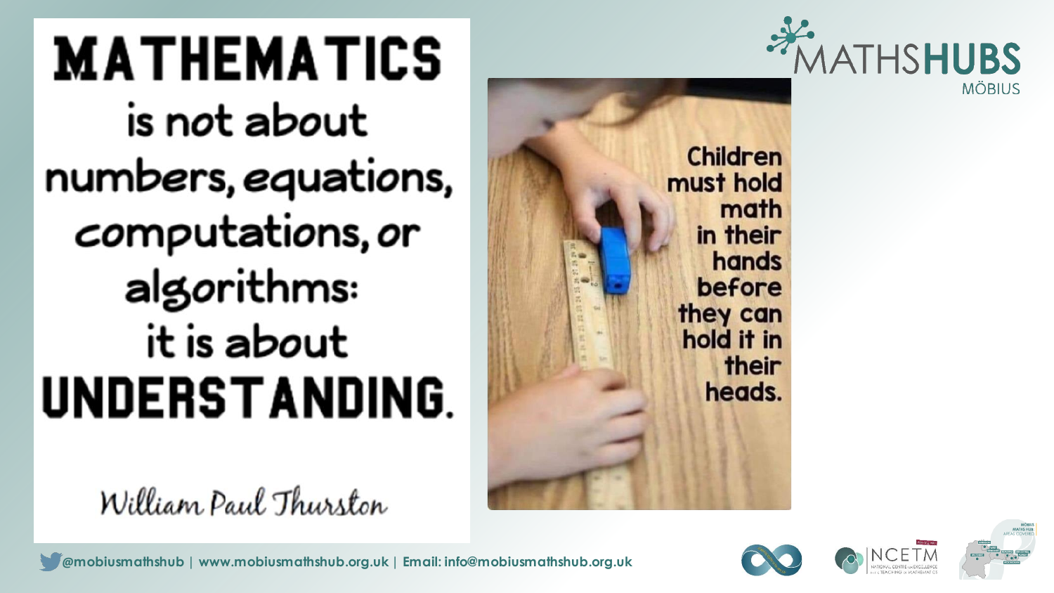# MATHEMATICS

is not about numbers, equations, computations, or algorithms: it is about **UNDERSTANDING.**

*William Paul Thurston*

Children must hold math in their hands before they can hold it in their heads.

MATHS**HUBS** MÖBIUS

@mobiusmathshub | www.mobiusmathshub.org.uk | Email: info@mobiusmathshub.org.uk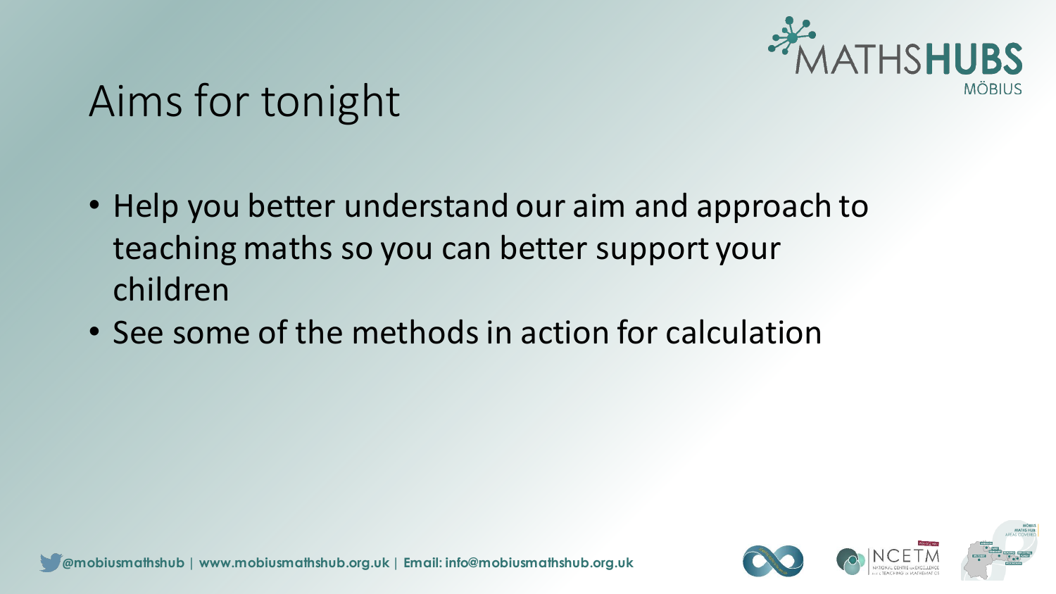# Aims for tonight

- Help you better understand our aim and approach to teaching maths so you can better support your children
- See some of the methods in action for calculation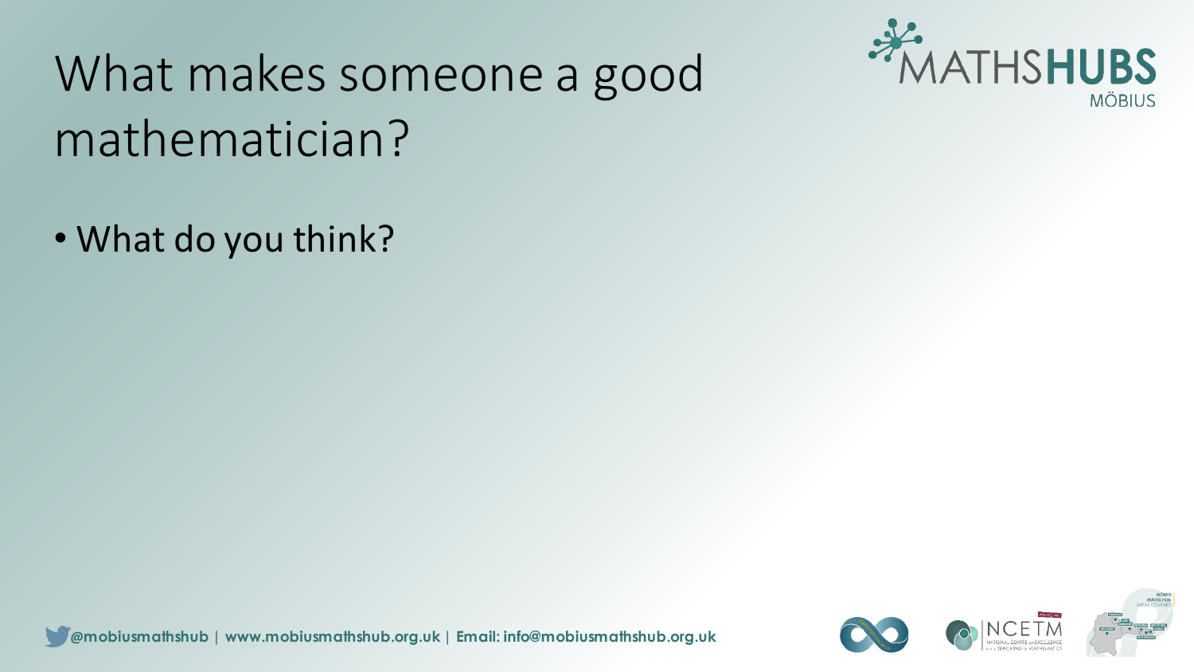# What makes someone a good mathematician?

- What do you think?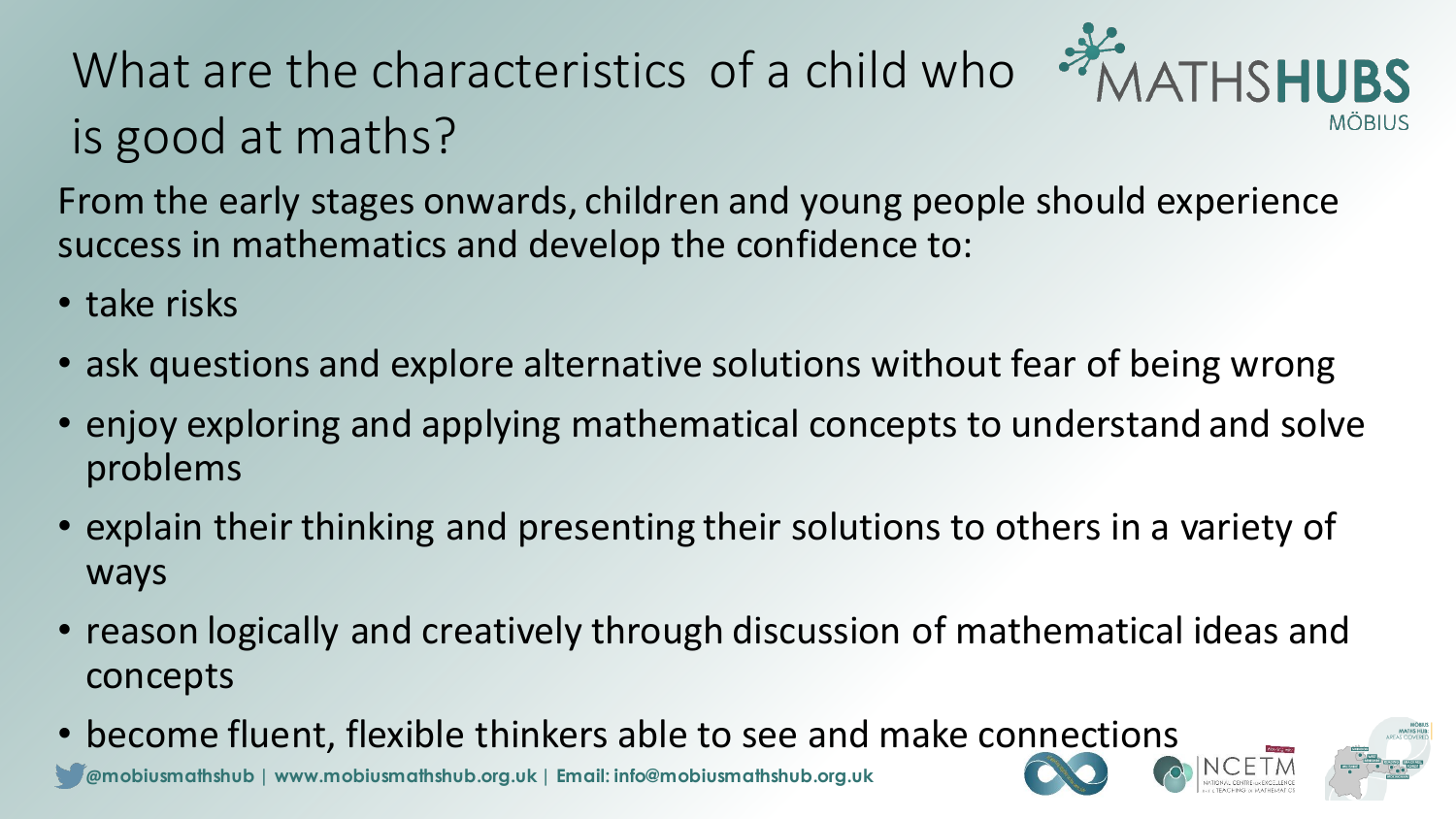# What are the characteristics of a child who is good at maths?

From the early stages onwards, children and young people should experience success in mathematics and develop the confidence to:

- take risks
- ask questions and explore alternative solutions without fear of being wrong
- enjoy exploring and applying mathematical concepts to understand and solve problems
- explain their thinking and presenting their solutions to others in a variety of ways
- reason logically and creatively through discussion of mathematical ideas and concepts
- become fluent, flexible thinkers able to see and make connections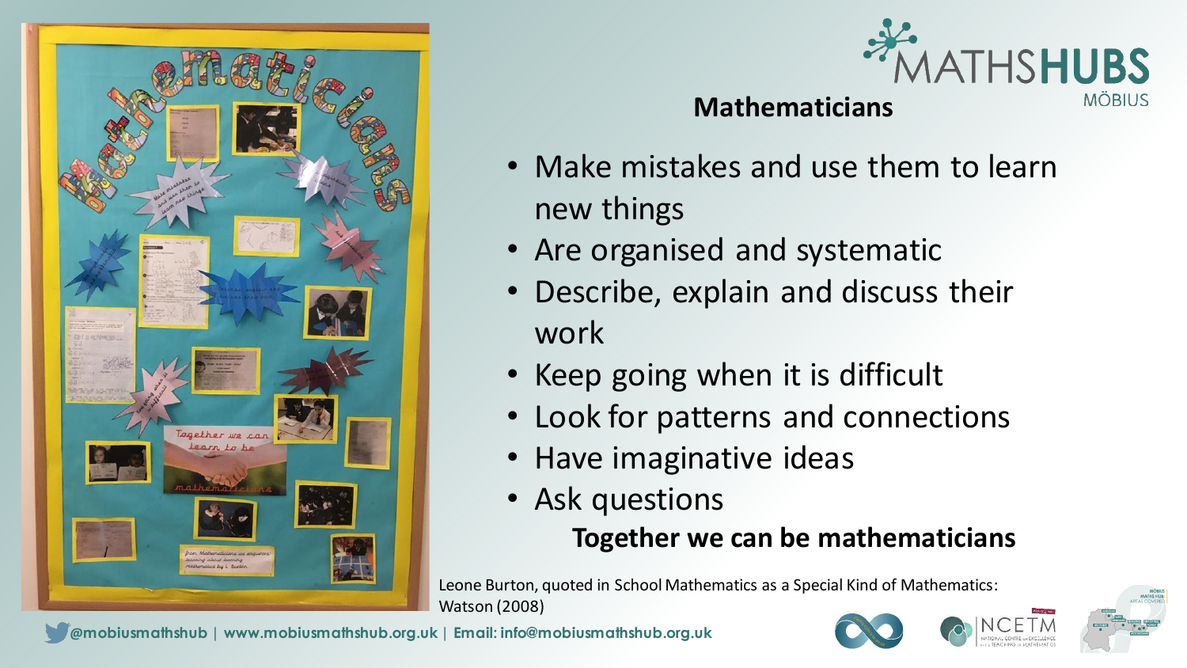## Mathematicians

- Make mistakes and use them to learn new things
- Are organised and systematic
- Describe, explain and discuss their work
- Keep going when it is difficult
- Look for patterns and connections
- Have imaginative ideas
- Ask questions

**Together we can be mathematicians**

Leone Burton, quoted in School Mathematics as a Special Kind of Mathematics: Watson (2008)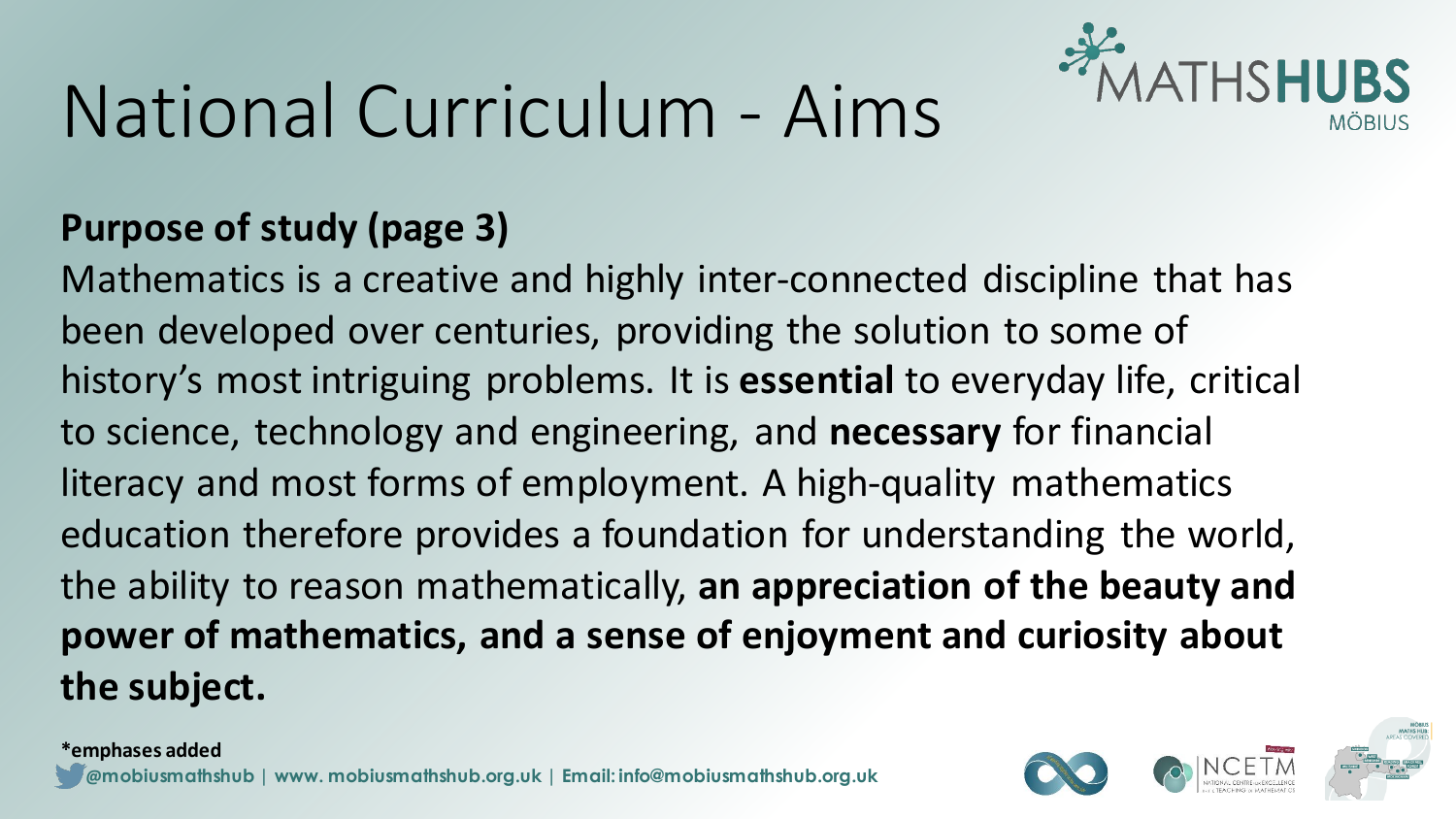# National Curriculum - Aims

**Purpose of study (page 3)**

Mathematics is a creative and highly inter-connected discipline that has been developed over centuries, providing the solution to some of history's most intriguing problems. It is **essential** to everyday life, critical to science, technology and engineering, and **necessary** for financial literacy and most forms of employment. A high-quality mathematics education therefore provides a foundation for understanding the world, the ability to reason mathematically, **an appreciation of the beauty and power of mathematics, and a sense of enjoyment and curiosity about the subject.**

**\*emphases added**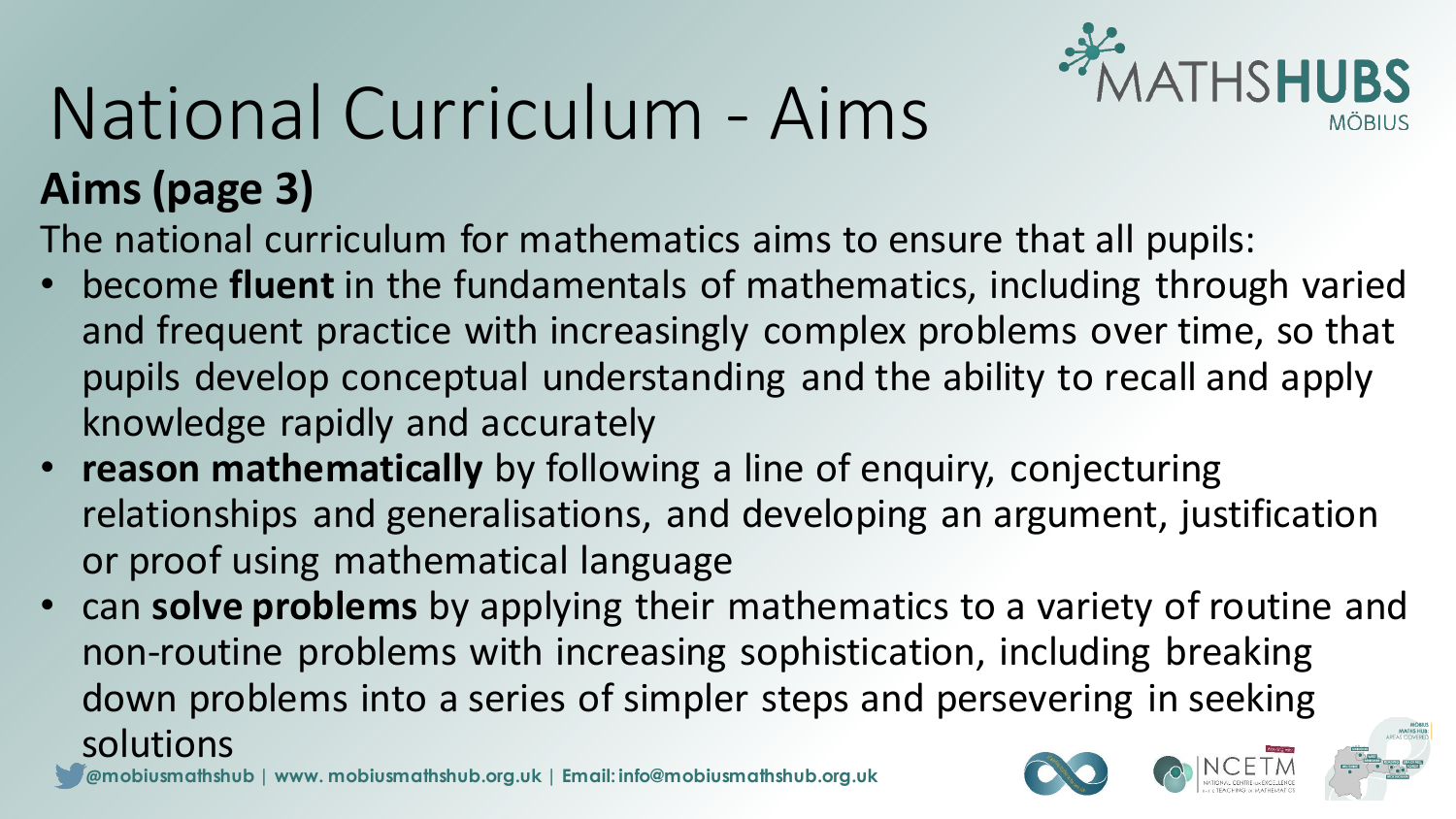# National Curriculum - Aims

## Aims (page 3)

The national curriculum for mathematics aims to ensure that all pupils:

- become **fluent** in the fundamentals of mathematics, including through varied and frequent practice with increasingly complex problems over time, so that pupils develop conceptual understanding and the ability to recall and apply knowledge rapidly and accurately
- **reason mathematically** by following a line of enquiry, conjecturing relationships and generalisations, and developing an argument, justification or proof using mathematical language
- can **solve problems** by applying their mathematics to a variety of routine and non-routine problems with increasing sophistication, including breaking down problems into a series of simpler steps and persevering in seeking solutions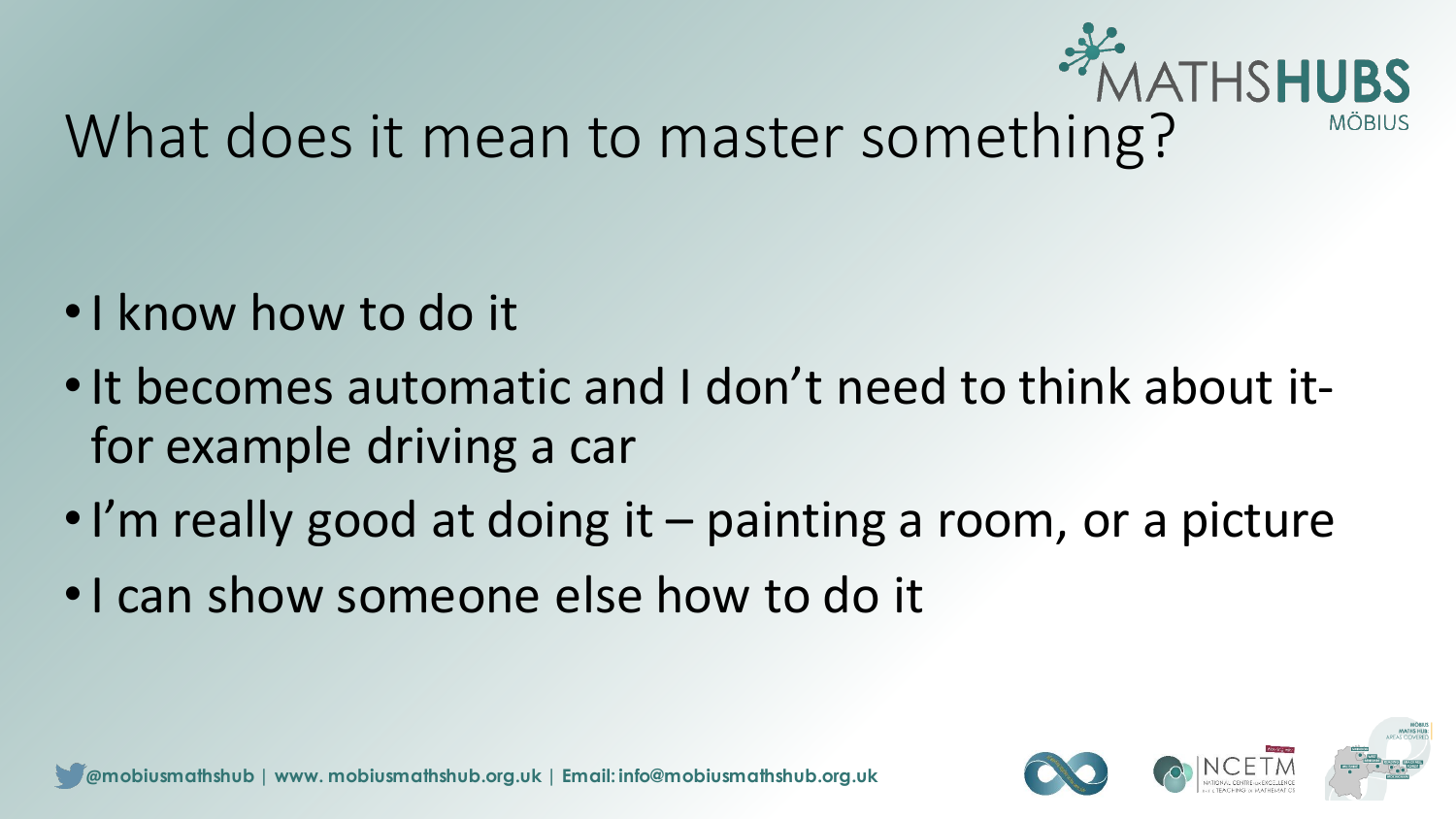# What does it mean to master something?

- I know how to do it
- It becomes automatic and I don't need to think about it- for example driving a car
- I'm really good at doing it – painting a room, or a picture
- I can show someone else how to do it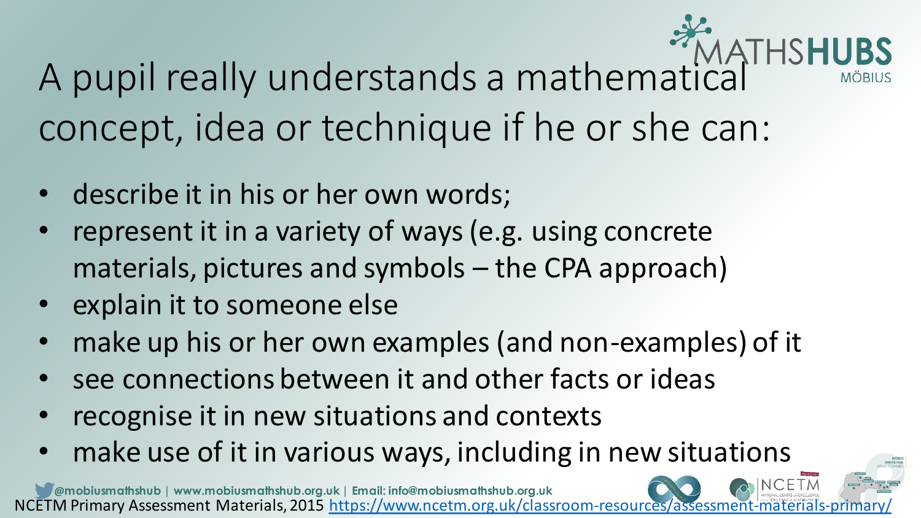# A pupil really understands a mathematical concept, idea or technique if he or she can:

- describe it in his or her own words;
- represent it in a variety of ways (e.g. using concrete materials, pictures and symbols – the CPA approach)
- explain it to someone else
- make up his or her own examples (and non-examples) of it
- see connections between it and other facts or ideas
- recognise it in new situations and contexts
- make use of it in various ways, including in new situations

NCETM Primary Assessment Materials, 2015 https://www.ncetm.org.uk/classroom-resources/assessment-materials-primary/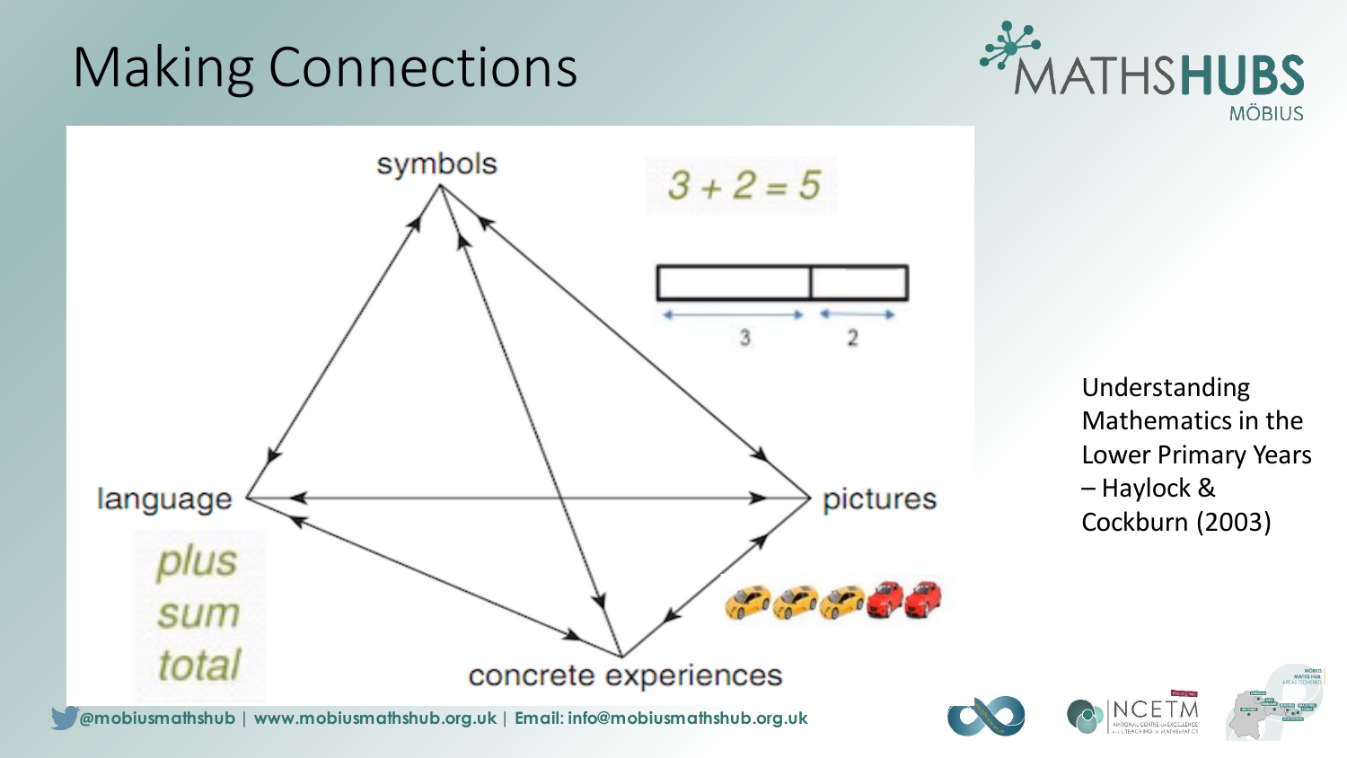# Making Connections

symbols

$3 + 2 = 5$

3 2

language

*plus*

*sum*

*total*

pictures

concrete experiences

Understanding Mathematics in the Lower Primary Years – Haylock & Cockburn (2003)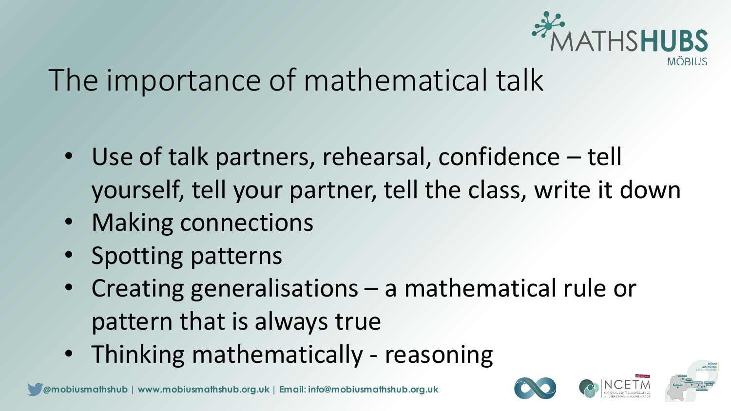# The importance of mathematical talk

- Use of talk partners, rehearsal, confidence – tell yourself, tell your partner, tell the class, write it down
- Making connections
- Spotting patterns
- Creating generalisations – a mathematical rule or pattern that is always true
- Thinking mathematically - reasoning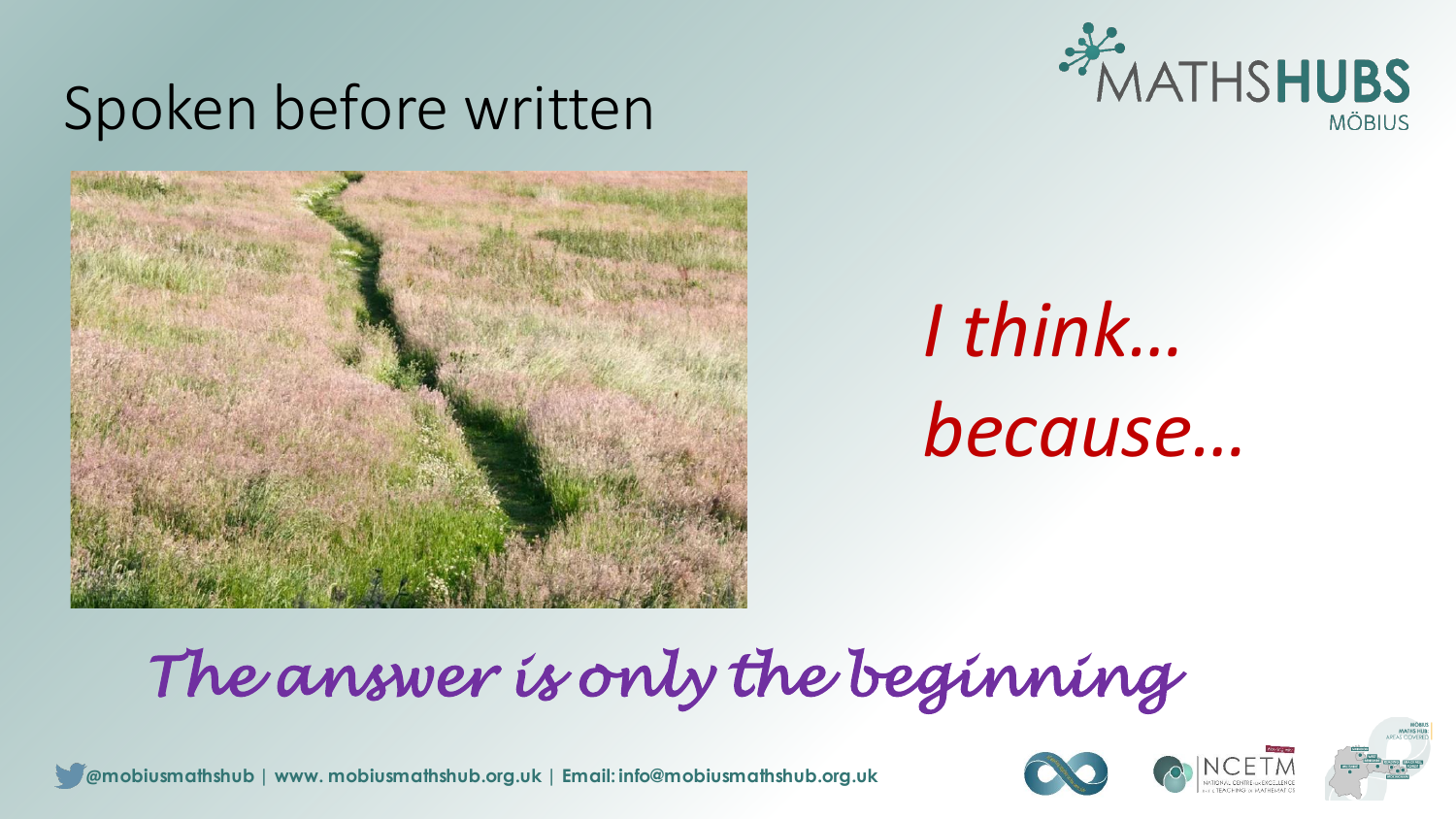# Spoken before written

*I think…*

*because…*

*The answer is only the beginning*

@mobiusmathshub | www. mobiusmathshub.org.uk | Email: info@mobiusmathshub.org.uk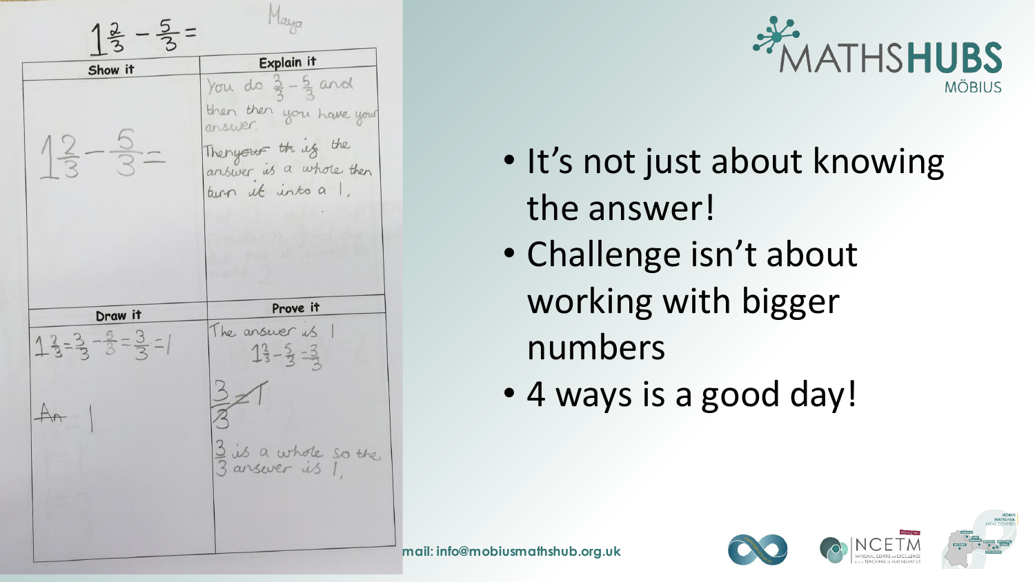$1\frac{2}{3} - \frac{5}{3} =$

Maya

| Show it | Explain it |
| --- | --- |
| $1\frac{2}{3} - \frac{5}{3} =$ | You do $\frac{3}{3} - \frac{5}{3}$ and then then you have your answer. Then ~~your~~ ~~th~~ if the answer is a whole then turn it into a 1. |
| **Draw it** | **Prove it** |
| $1\frac{2}{3} = \frac{3}{3} - \frac{5}{3} = \frac{3}{3} = 1$ <br> ~~An~~ 1 | The answer is 1 <br> $1\frac{2}{3} - \frac{5}{3} = \frac{3}{3}$ <br> $\frac{3}{3} = 1$ <br> $\frac{3}{3}$ is a whole so the answer is 1. |

- It's not just about knowing the answer!
- Challenge isn't about working with bigger numbers
- 4 ways is a good day!

mail: info@mobiusmathshub.org.uk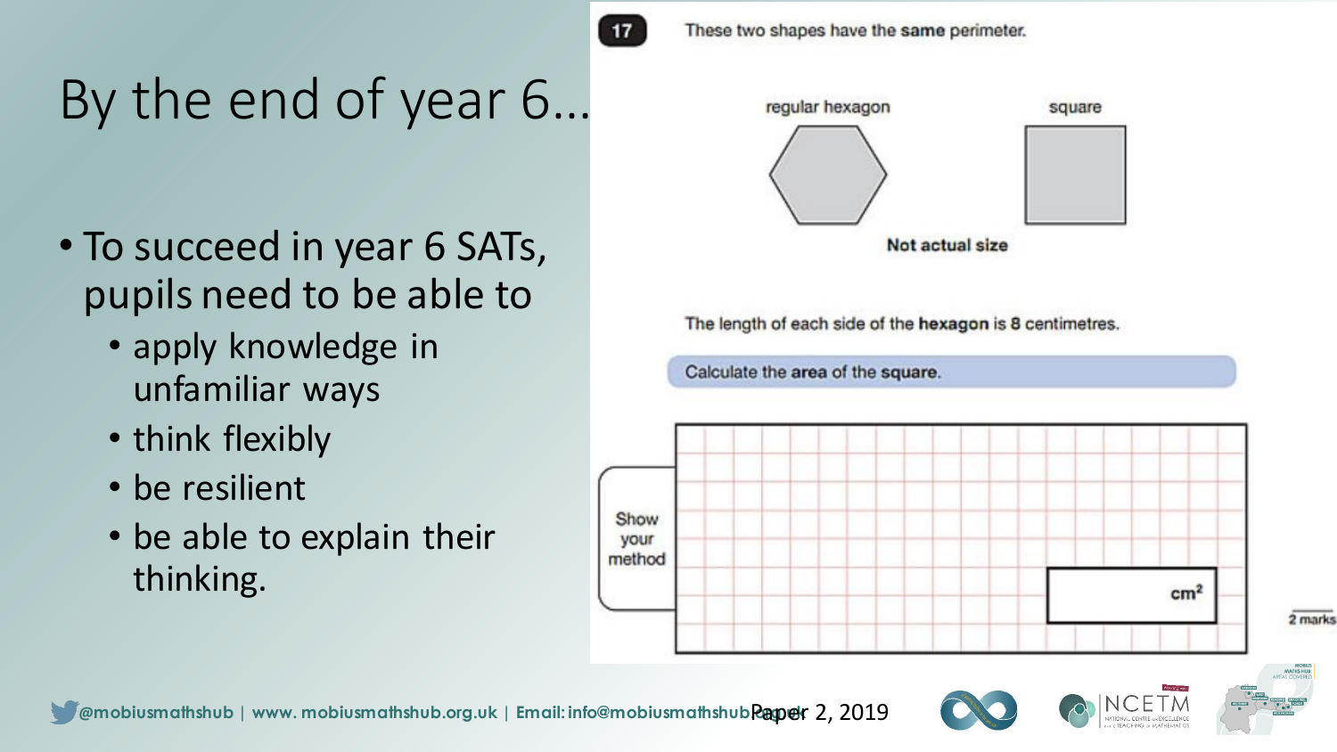# By the end of year 6…

- To succeed in year 6 SATs, pupils need to be able to
  - apply knowledge in unfamiliar ways
  - think flexibly
  - be resilient
  - be able to explain their thinking.

**17** These two shapes have the **same** perimeter.

regular hexagon　　　　square

**Not actual size**

The length of each side of the **hexagon** is 8 centimetres.

Calculate the **area** of the **square**.

Show your method

$cm^2$

2 marks

Paper 2, 2019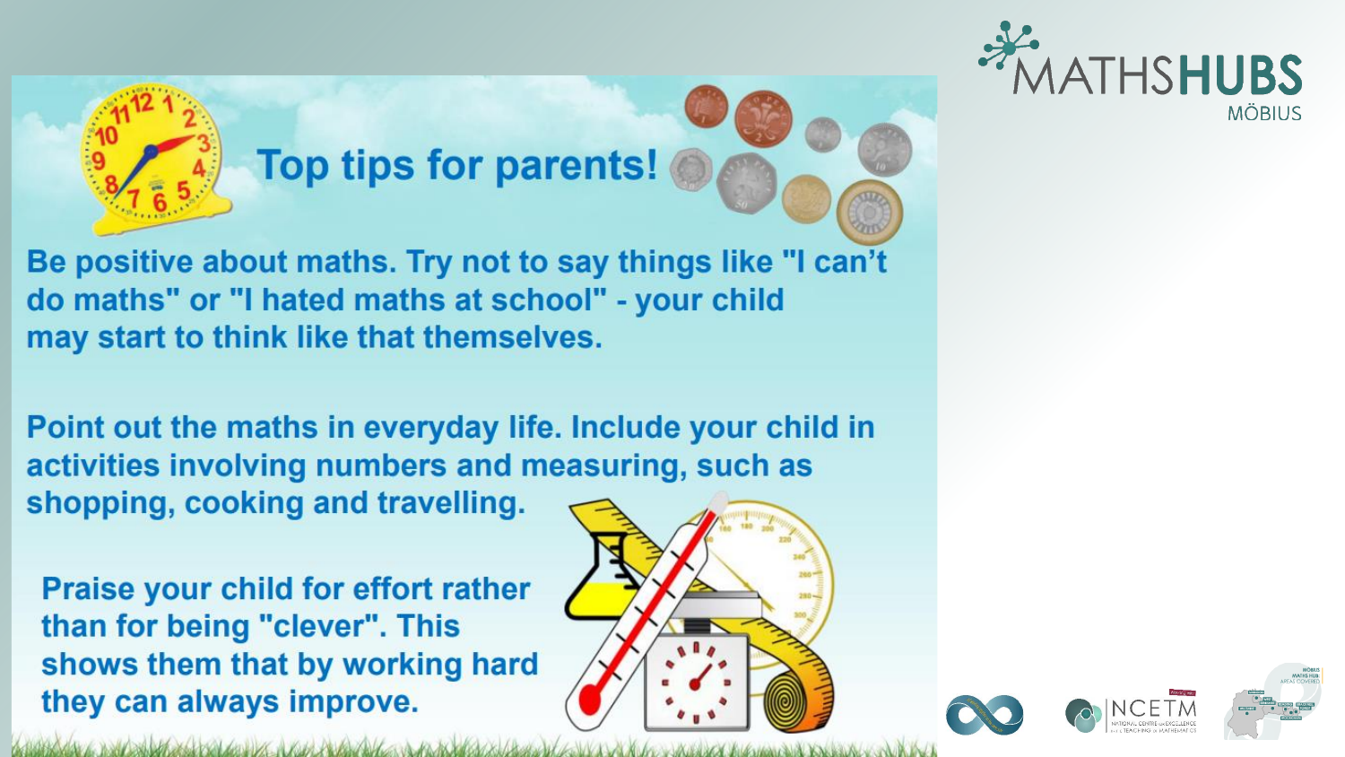# Top tips for parents!

Be positive about maths. Try not to say things like "I can't do maths" or "I hated maths at school" - your child may start to think like that themselves.

Point out the maths in everyday life. Include your child in activities involving numbers and measuring, such as shopping, cooking and travelling.

Praise your child for effort rather than for being "clever". This shows them that by working hard they can always improve.